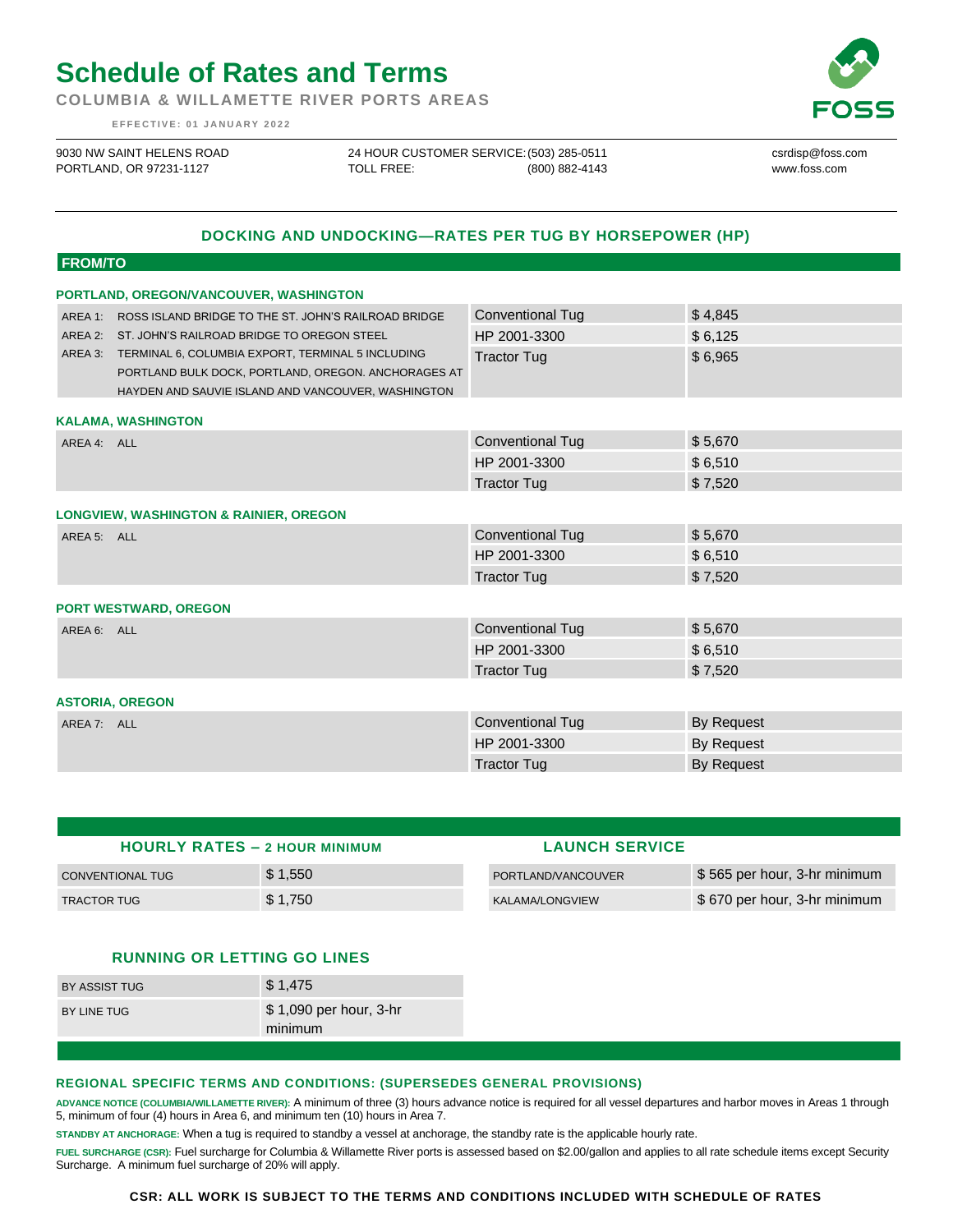# Schedule of Rates and Terms

**COLUMBIA & WILLAMETTE RIVER PORTS AREAS**

EFFECTIVE: 01 JANUARY 2022

9030 NW SAINT HELENS ROAD
PORTLAND, OR 97231-1127

24 HOUR CUSTOMER SERVICE: (503) 285-0511
TOLL FREE: (800) 882-4143

csrdisp@foss.com
www.foss.com

## DOCKING AND UNDOCKING—RATES PER TUG BY HORSEPOWER (HP)

**FROM/TO**

### PORTLAND, OREGON/VANCOUVER, WASHINGTON

| Area | Tug | Rate |
|---|---|---|
| AREA 1: ROSS ISLAND BRIDGE TO THE ST. JOHN'S RAILROAD BRIDGE | Conventional Tug | $ 4,845 |
| AREA 2: ST. JOHN'S RAILROAD BRIDGE TO OREGON STEEL | HP 2001-3300 | $ 6,125 |
| AREA 3: TERMINAL 6, COLUMBIA EXPORT, TERMINAL 5 INCLUDING PORTLAND BULK DOCK, PORTLAND, OREGON. ANCHORAGES AT HAYDEN AND SAUVIE ISLAND AND VANCOUVER, WASHINGTON | Tractor Tug | $ 6,965 |

### KALAMA, WASHINGTON

| Area | Tug | Rate |
|---|---|---|
| AREA 4: ALL | Conventional Tug | $ 5,670 |
| | HP 2001-3300 | $ 6,510 |
| | Tractor Tug | $ 7,520 |

### LONGVIEW, WASHINGTON & RAINIER, OREGON

| Area | Tug | Rate |
|---|---|---|
| AREA 5: ALL | Conventional Tug | $ 5,670 |
| | HP 2001-3300 | $ 6,510 |
| | Tractor Tug | $ 7,520 |

### PORT WESTWARD, OREGON

| Area | Tug | Rate |
|---|---|---|
| AREA 6: ALL | Conventional Tug | $ 5,670 |
| | HP 2001-3300 | $ 6,510 |
| | Tractor Tug | $ 7,520 |

### ASTORIA, OREGON

| Area | Tug | Rate |
|---|---|---|
| AREA 7: ALL | Conventional Tug | By Request |
| | HP 2001-3300 | By Request |
| | Tractor Tug | By Request |

## HOURLY RATES – 2 HOUR MINIMUM

| Tug | Rate |
|---|---|
| CONVENTIONAL TUG | $ 1,550 |
| TRACTOR TUG | $ 1,750 |

## LAUNCH SERVICE

| Location | Rate |
|---|---|
| PORTLAND/VANCOUVER | $ 565 per hour, 3-hr minimum |
| KALAMA/LONGVIEW | $ 670 per hour, 3-hr minimum |

## RUNNING OR LETTING GO LINES

| Service | Rate |
|---|---|
| BY ASSIST TUG | $ 1,475 |
| BY LINE TUG | $ 1,090 per hour, 3-hr minimum |

## REGIONAL SPECIFIC TERMS AND CONDITIONS: (SUPERSEDES GENERAL PROVISIONS)

**ADVANCE NOTICE (COLUMBIA/WILLAMETTE RIVER):** A minimum of three (3) hours advance notice is required for all vessel departures and harbor moves in Areas 1 through 5, minimum of four (4) hours in Area 6, and minimum ten (10) hours in Area 7.

**STANDBY AT ANCHORAGE:** When a tug is required to standby a vessel at anchorage, the standby rate is the applicable hourly rate.

**FUEL SURCHARGE (CSR):** Fuel surcharge for Columbia & Willamette River ports is assessed based on $2.00/gallon and applies to all rate schedule items except Security Surcharge. A minimum fuel surcharge of 20% will apply.

**CSR: ALL WORK IS SUBJECT TO THE TERMS AND CONDITIONS INCLUDED WITH SCHEDULE OF RATES**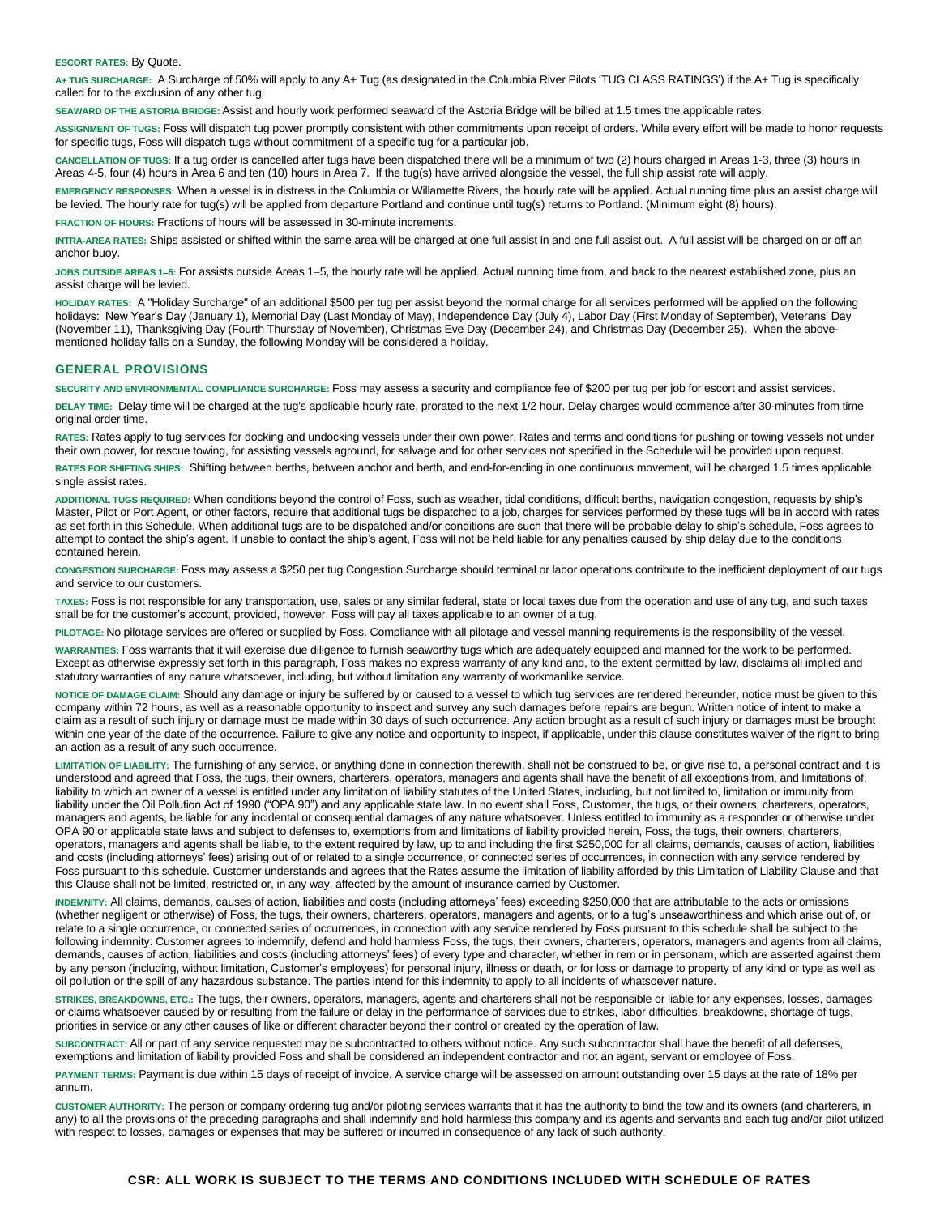**ESCORT RATES:** By Quote.

**A+ TUG SURCHARGE:** A Surcharge of 50% will apply to any A+ Tug (as designated in the Columbia River Pilots 'TUG CLASS RATINGS') if the A+ Tug is specifically called for to the exclusion of any other tug.

**SEAWARD OF THE ASTORIA BRIDGE:** Assist and hourly work performed seaward of the Astoria Bridge will be billed at 1.5 times the applicable rates.

**ASSIGNMENT OF TUGS:** Foss will dispatch tug power promptly consistent with other commitments upon receipt of orders. While every effort will be made to honor requests for specific tugs, Foss will dispatch tugs without commitment of a specific tug for a particular job.

**CANCELLATION OF TUGS:** If a tug order is cancelled after tugs have been dispatched there will be a minimum of two (2) hours charged in Areas 1-3, three (3) hours in Areas 4-5, four (4) hours in Area 6 and ten (10) hours in Area 7. If the tug(s) have arrived alongside the vessel, the full ship assist rate will apply.

**EMERGENCY RESPONSES:** When a vessel is in distress in the Columbia or Willamette Rivers, the hourly rate will be applied. Actual running time plus an assist charge will be levied. The hourly rate for tug(s) will be applied from departure Portland and continue until tug(s) returns to Portland. (Minimum eight (8) hours).

**FRACTION OF HOURS:** Fractions of hours will be assessed in 30-minute increments.

**INTRA-AREA RATES:** Ships assisted or shifted within the same area will be charged at one full assist in and one full assist out. A full assist will be charged on or off an anchor buoy.

**JOBS OUTSIDE AREAS 1–5:** For assists outside Areas 1–5, the hourly rate will be applied. Actual running time from, and back to the nearest established zone, plus an assist charge will be levied.

**HOLIDAY RATES:** A "Holiday Surcharge" of an additional $500 per tug per assist beyond the normal charge for all services performed will be applied on the following holidays: New Year's Day (January 1), Memorial Day (Last Monday of May), Independence Day (July 4), Labor Day (First Monday of September), Veterans' Day (November 11), Thanksgiving Day (Fourth Thursday of November), Christmas Eve Day (December 24), and Christmas Day (December 25). When the above-mentioned holiday falls on a Sunday, the following Monday will be considered a holiday.

## GENERAL PROVISIONS

**SECURITY AND ENVIRONMENTAL COMPLIANCE SURCHARGE:** Foss may assess a security and compliance fee of $200 per tug per job for escort and assist services.

**DELAY TIME:** Delay time will be charged at the tug's applicable hourly rate, prorated to the next 1/2 hour. Delay charges would commence after 30-minutes from time original order time.

**RATES:** Rates apply to tug services for docking and undocking vessels under their own power. Rates and terms and conditions for pushing or towing vessels not under their own power, for rescue towing, for assisting vessels aground, for salvage and for other services not specified in the Schedule will be provided upon request.

**RATES FOR SHIFTING SHIPS:** Shifting between berths, between anchor and berth, and end-for-ending in one continuous movement, will be charged 1.5 times applicable single assist rates.

**ADDITIONAL TUGS REQUIRED:** When conditions beyond the control of Foss, such as weather, tidal conditions, difficult berths, navigation congestion, requests by ship's Master, Pilot or Port Agent, or other factors, require that additional tugs be dispatched to a job, charges for services performed by these tugs will be in accord with rates as set forth in this Schedule. When additional tugs are to be dispatched and/or conditions are such that there will be probable delay to ship's schedule, Foss agrees to attempt to contact the ship's agent. If unable to contact the ship's agent, Foss will not be held liable for any penalties caused by ship delay due to the conditions contained herein.

**CONGESTION SURCHARGE:** Foss may assess a $250 per tug Congestion Surcharge should terminal or labor operations contribute to the inefficient deployment of our tugs and service to our customers.

**TAXES:** Foss is not responsible for any transportation, use, sales or any similar federal, state or local taxes due from the operation and use of any tug, and such taxes shall be for the customer's account, provided, however, Foss will pay all taxes applicable to an owner of a tug.

**PILOTAGE:** No pilotage services are offered or supplied by Foss. Compliance with all pilotage and vessel manning requirements is the responsibility of the vessel.

**WARRANTIES:** Foss warrants that it will exercise due diligence to furnish seaworthy tugs which are adequately equipped and manned for the work to be performed. Except as otherwise expressly set forth in this paragraph, Foss makes no express warranty of any kind and, to the extent permitted by law, disclaims all implied and statutory warranties of any nature whatsoever, including, but without limitation any warranty of workmanlike service.

**NOTICE OF DAMAGE CLAIM:** Should any damage or injury be suffered by or caused to a vessel to which tug services are rendered hereunder, notice must be given to this company within 72 hours, as well as a reasonable opportunity to inspect and survey any such damages before repairs are begun. Written notice of intent to make a claim as a result of such injury or damage must be made within 30 days of such occurrence. Any action brought as a result of such injury or damages must be brought within one year of the date of the occurrence. Failure to give any notice and opportunity to inspect, if applicable, under this clause constitutes waiver of the right to bring an action as a result of any such occurrence.

**LIMITATION OF LIABILITY:** The furnishing of any service, or anything done in connection therewith, shall not be construed to be, or give rise to, a personal contract and it is understood and agreed that Foss, the tugs, their owners, charterers, operators, managers and agents shall have the benefit of all exceptions from, and limitations of, liability to which an owner of a vessel is entitled under any limitation of liability statutes of the United States, including, but not limited to, limitation or immunity from liability under the Oil Pollution Act of 1990 ("OPA 90") and any applicable state law. In no event shall Foss, Customer, the tugs, or their owners, charterers, operators, managers and agents, be liable for any incidental or consequential damages of any nature whatsoever. Unless entitled to immunity as a responder or otherwise under OPA 90 or applicable state laws and subject to defenses to, exemptions from and limitations of liability provided herein, Foss, the tugs, their owners, charterers, operators, managers and agents shall be liable, to the extent required by law, up to and including the first $250,000 for all claims, demands, causes of action, liabilities and costs (including attorneys' fees) arising out of or related to a single occurrence, or connected series of occurrences, in connection with any service rendered by Foss pursuant to this schedule. Customer understands and agrees that the Rates assume the limitation of liability afforded by this Limitation of Liability Clause and that this Clause shall not be limited, restricted or, in any way, affected by the amount of insurance carried by Customer.

**INDEMNITY:** All claims, demands, causes of action, liabilities and costs (including attorneys' fees) exceeding $250,000 that are attributable to the acts or omissions (whether negligent or otherwise) of Foss, the tugs, their owners, charterers, operators, managers and agents, or to a tug's unseaworthiness and which arise out of, or relate to a single occurrence, or connected series of occurrences, in connection with any service rendered by Foss pursuant to this schedule shall be subject to the following indemnity: Customer agrees to indemnify, defend and hold harmless Foss, the tugs, their owners, charterers, operators, managers and agents from all claims, demands, causes of action, liabilities and costs (including attorneys' fees) of every type and character, whether in rem or in personam, which are asserted against them by any person (including, without limitation, Customer's employees) for personal injury, illness or death, or for loss or damage to property of any kind or type as well as oil pollution or the spill of any hazardous substance. The parties intend for this indemnity to apply to all incidents of whatsoever nature.

**STRIKES, BREAKDOWNS, ETC.:** The tugs, their owners, operators, managers, agents and charterers shall not be responsible or liable for any expenses, losses, damages or claims whatsoever caused by or resulting from the failure or delay in the performance of services due to strikes, labor difficulties, breakdowns, shortage of tugs, priorities in service or any other causes of like or different character beyond their control or created by the operation of law.

**SUBCONTRACT:** All or part of any service requested may be subcontracted to others without notice. Any such subcontractor shall have the benefit of all defenses, exemptions and limitation of liability provided Foss and shall be considered an independent contractor and not an agent, servant or employee of Foss.

**PAYMENT TERMS:** Payment is due within 15 days of receipt of invoice. A service charge will be assessed on amount outstanding over 15 days at the rate of 18% per annum.

**CUSTOMER AUTHORITY:** The person or company ordering tug and/or piloting services warrants that it has the authority to bind the tow and its owners (and charterers, in any) to all the provisions of the preceding paragraphs and shall indemnify and hold harmless this company and its agents and servants and each tug and/or pilot utilized with respect to losses, damages or expenses that may be suffered or incurred in consequence of any lack of such authority.

**CSR: ALL WORK IS SUBJECT TO THE TERMS AND CONDITIONS INCLUDED WITH SCHEDULE OF RATES**